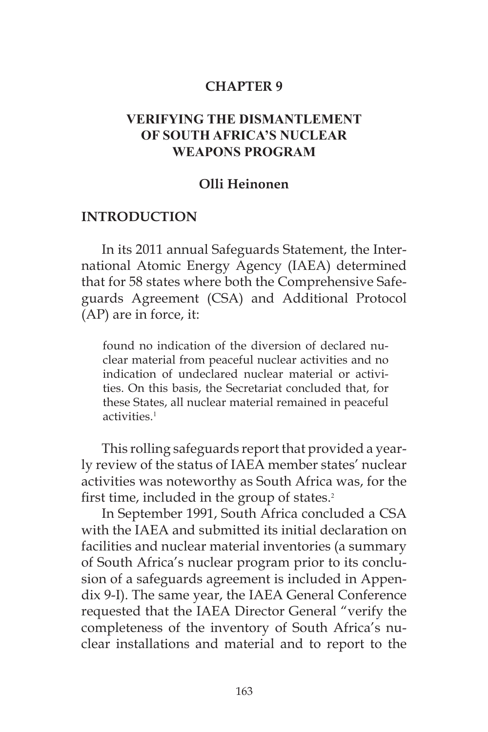# CHAPTER 9

# VERIFYING THE DISMANTLEMENT OF SOUTH AFRICA'S NUCLEAR WEAPONS PROGRAM

**Olli Heinonen**

## INTRODUCTION

In its 2011 annual Safeguards Statement, the International Atomic Energy Agency (IAEA) determined that for 58 states where both the Comprehensive Safeguards Agreement (CSA) and Additional Protocol (AP) are in force, it:

> found no indication of the diversion of declared nuclear material from peaceful nuclear activities and no indication of undeclared nuclear material or activities. On this basis, the Secretariat concluded that, for these States, all nuclear material remained in peaceful activities.[1]

This rolling safeguards report that provided a yearly review of the status of IAEA member states' nuclear activities was noteworthy as South Africa was, for the first time, included in the group of states.[2]

In September 1991, South Africa concluded a CSA with the IAEA and submitted its initial declaration on facilities and nuclear material inventories (a summary of South Africa's nuclear program prior to its conclusion of a safeguards agreement is included in Appendix 9-I). The same year, the IAEA General Conference requested that the IAEA Director General "verify the completeness of the inventory of South Africa's nuclear installations and material and to report to the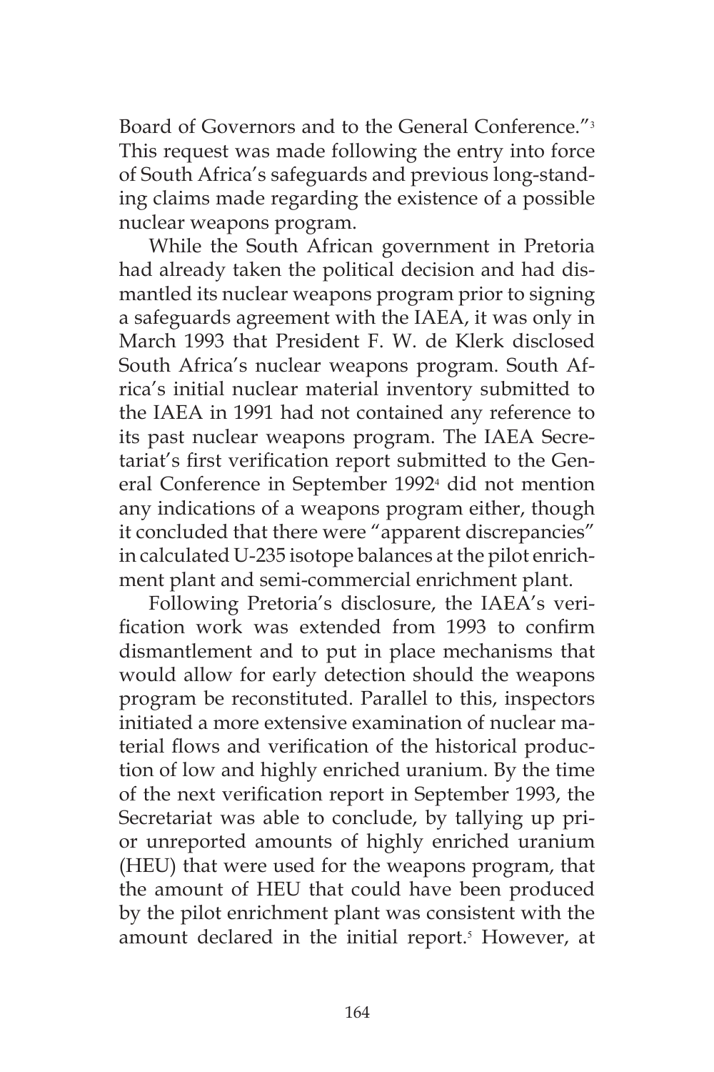Board of Governors and to the General Conference."[3] This request was made following the entry into force of South Africa's safeguards and previous long-standing claims made regarding the existence of a possible nuclear weapons program.

While the South African government in Pretoria had already taken the political decision and had dismantled its nuclear weapons program prior to signing a safeguards agreement with the IAEA, it was only in March 1993 that President F. W. de Klerk disclosed South Africa's nuclear weapons program. South Africa's initial nuclear material inventory submitted to the IAEA in 1991 had not contained any reference to its past nuclear weapons program. The IAEA Secretariat's first verification report submitted to the General Conference in September 1992[4] did not mention any indications of a weapons program either, though it concluded that there were "apparent discrepancies" in calculated U-235 isotope balances at the pilot enrichment plant and semi-commercial enrichment plant.

Following Pretoria's disclosure, the IAEA's verification work was extended from 1993 to confirm dismantlement and to put in place mechanisms that would allow for early detection should the weapons program be reconstituted. Parallel to this, inspectors initiated a more extensive examination of nuclear material flows and verification of the historical production of low and highly enriched uranium. By the time of the next verification report in September 1993, the Secretariat was able to conclude, by tallying up prior unreported amounts of highly enriched uranium (HEU) that were used for the weapons program, that the amount of HEU that could have been produced by the pilot enrichment plant was consistent with the amount declared in the initial report.[5] However, at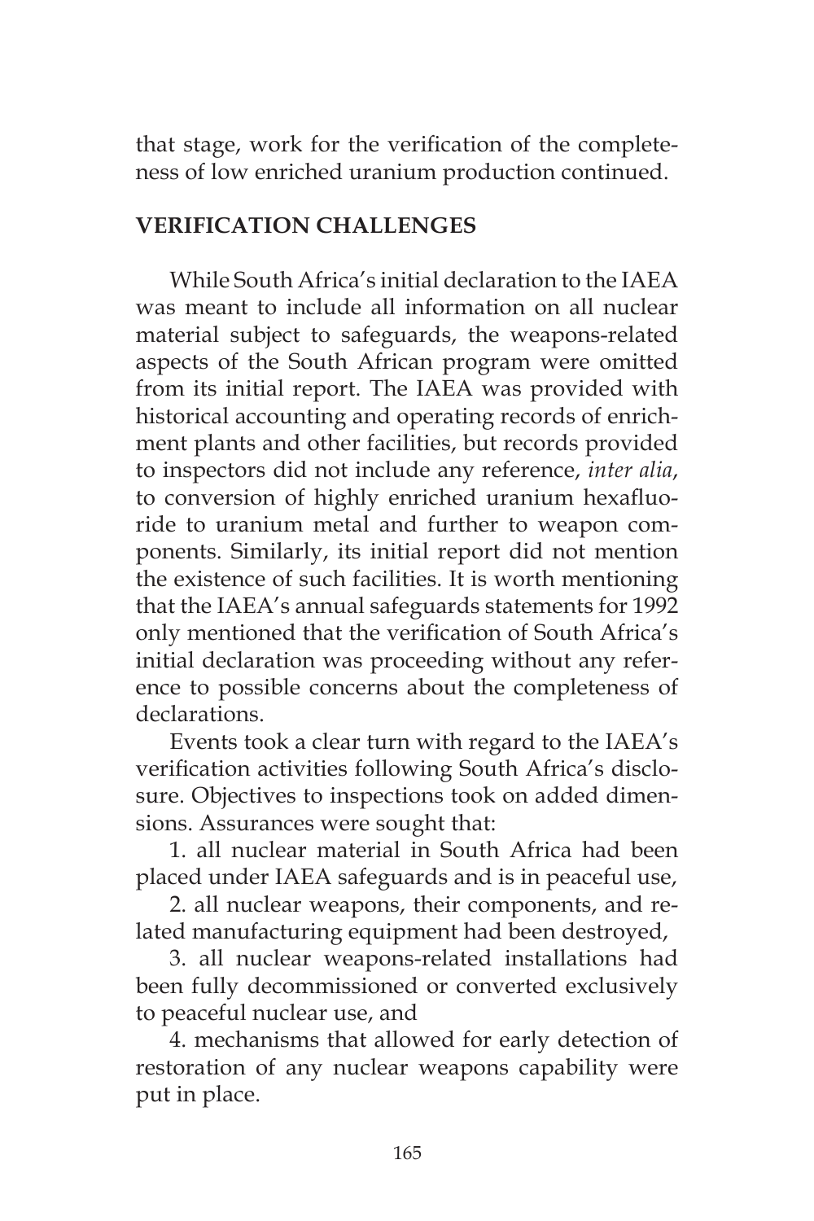that stage, work for the verification of the completeness of low enriched uranium production continued.

## VERIFICATION CHALLENGES

While South Africa's initial declaration to the IAEA was meant to include all information on all nuclear material subject to safeguards, the weapons-related aspects of the South African program were omitted from its initial report. The IAEA was provided with historical accounting and operating records of enrichment plants and other facilities, but records provided to inspectors did not include any reference, *inter alia*, to conversion of highly enriched uranium hexafluoride to uranium metal and further to weapon components. Similarly, its initial report did not mention the existence of such facilities. It is worth mentioning that the IAEA's annual safeguards statements for 1992 only mentioned that the verification of South Africa's initial declaration was proceeding without any reference to possible concerns about the completeness of declarations.

Events took a clear turn with regard to the IAEA's verification activities following South Africa's disclosure. Objectives to inspections took on added dimensions. Assurances were sought that:

1. all nuclear material in South Africa had been placed under IAEA safeguards and is in peaceful use,
2. all nuclear weapons, their components, and related manufacturing equipment had been destroyed,
3. all nuclear weapons-related installations had been fully decommissioned or converted exclusively to peaceful nuclear use, and
4. mechanisms that allowed for early detection of restoration of any nuclear weapons capability were put in place.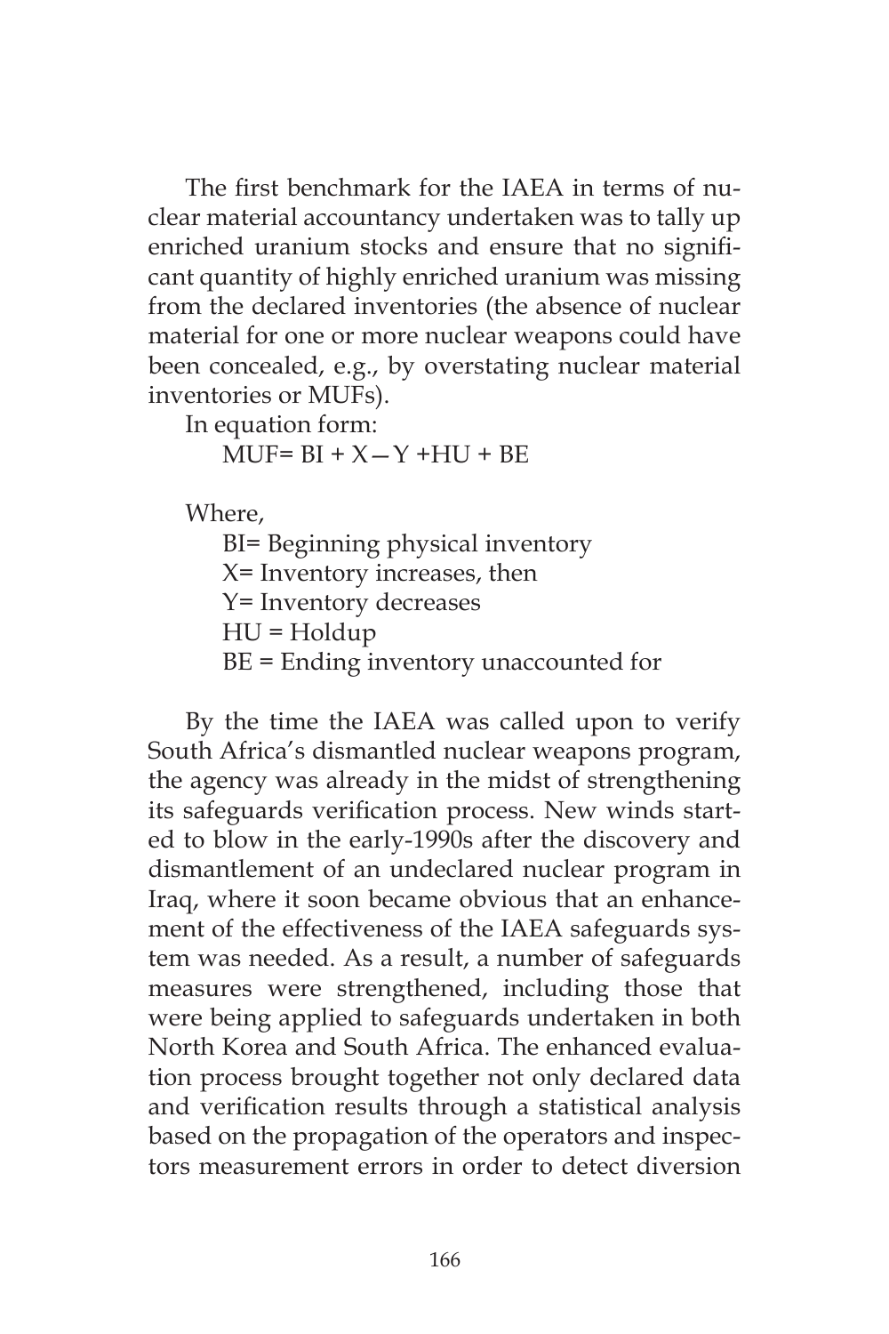The first benchmark for the IAEA in terms of nuclear material accountancy undertaken was to tally up enriched uranium stocks and ensure that no significant quantity of highly enriched uranium was missing from the declared inventories (the absence of nuclear material for one or more nuclear weapons could have been concealed, e.g., by overstating nuclear material inventories or MUFs).

In equation form:

$$MUF = BI + X - Y + HU + BE$$

Where,

- BI= Beginning physical inventory
- X= Inventory increases, then
- Y= Inventory decreases
- HU = Holdup
- BE = Ending inventory unaccounted for

By the time the IAEA was called upon to verify South Africa's dismantled nuclear weapons program, the agency was already in the midst of strengthening its safeguards verification process. New winds started to blow in the early-1990s after the discovery and dismantlement of an undeclared nuclear program in Iraq, where it soon became obvious that an enhancement of the effectiveness of the IAEA safeguards system was needed. As a result, a number of safeguards measures were strengthened, including those that were being applied to safeguards undertaken in both North Korea and South Africa. The enhanced evaluation process brought together not only declared data and verification results through a statistical analysis based on the propagation of the operators and inspectors measurement errors in order to detect diversion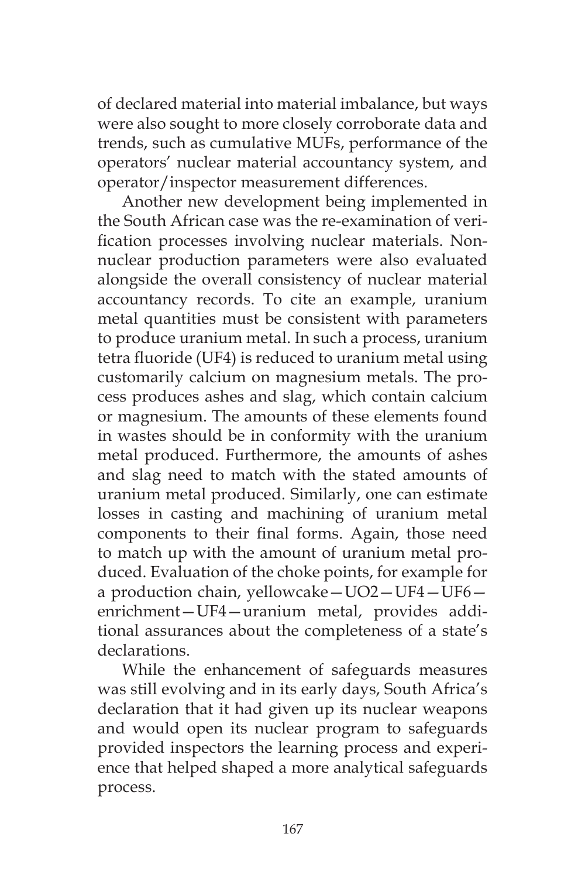of declared material into material imbalance, but ways were also sought to more closely corroborate data and trends, such as cumulative MUFs, performance of the operators' nuclear material accountancy system, and operator/inspector measurement differences.

Another new development being implemented in the South African case was the re-examination of verification processes involving nuclear materials. Non-nuclear production parameters were also evaluated alongside the overall consistency of nuclear material accountancy records. To cite an example, uranium metal quantities must be consistent with parameters to produce uranium metal. In such a process, uranium tetra fluoride ($UF_4$) is reduced to uranium metal using customarily calcium on magnesium metals. The process produces ashes and slag, which contain calcium or magnesium. The amounts of these elements found in wastes should be in conformity with the uranium metal produced. Furthermore, the amounts of ashes and slag need to match with the stated amounts of uranium metal produced. Similarly, one can estimate losses in casting and machining of uranium metal components to their final forms. Again, those need to match up with the amount of uranium metal produced. Evaluation of the choke points, for example for a production chain, yellowcake—$UO_2$—$UF_4$—$UF_6$—enrichment—$UF_4$—uranium metal, provides additional assurances about the completeness of a state's declarations.

While the enhancement of safeguards measures was still evolving and in its early days, South Africa's declaration that it had given up its nuclear weapons and would open its nuclear program to safeguards provided inspectors the learning process and experience that helped shaped a more analytical safeguards process.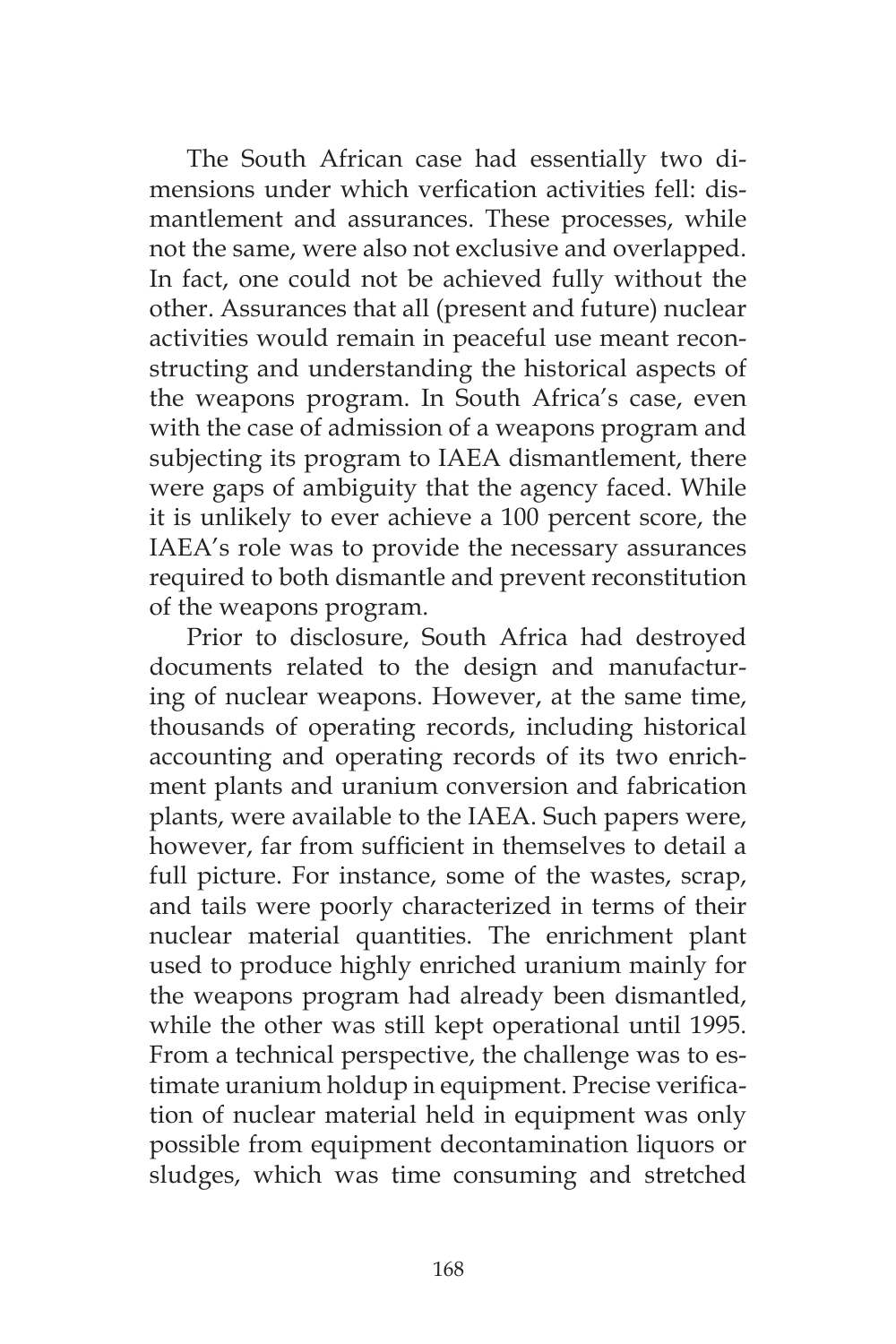The South African case had essentially two dimensions under which verfication activities fell: dismantlement and assurances. These processes, while not the same, were also not exclusive and overlapped. In fact, one could not be achieved fully without the other. Assurances that all (present and future) nuclear activities would remain in peaceful use meant reconstructing and understanding the historical aspects of the weapons program. In South Africa's case, even with the case of admission of a weapons program and subjecting its program to IAEA dismantlement, there were gaps of ambiguity that the agency faced. While it is unlikely to ever achieve a 100 percent score, the IAEA's role was to provide the necessary assurances required to both dismantle and prevent reconstitution of the weapons program.

Prior to disclosure, South Africa had destroyed documents related to the design and manufacturing of nuclear weapons. However, at the same time, thousands of operating records, including historical accounting and operating records of its two enrichment plants and uranium conversion and fabrication plants, were available to the IAEA. Such papers were, however, far from sufficient in themselves to detail a full picture. For instance, some of the wastes, scrap, and tails were poorly characterized in terms of their nuclear material quantities. The enrichment plant used to produce highly enriched uranium mainly for the weapons program had already been dismantled, while the other was still kept operational until 1995. From a technical perspective, the challenge was to estimate uranium holdup in equipment. Precise verification of nuclear material held in equipment was only possible from equipment decontamination liquors or sludges, which was time consuming and stretched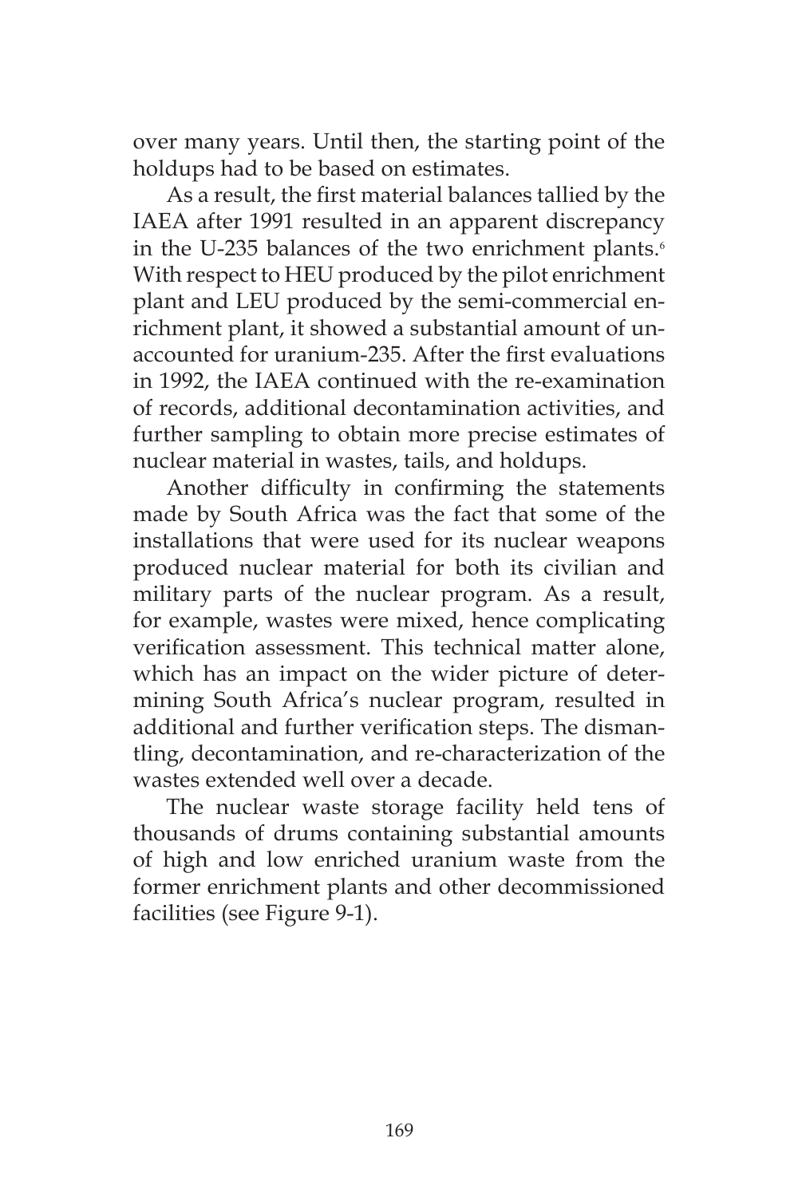over many years. Until then, the starting point of the holdups had to be based on estimates.

As a result, the first material balances tallied by the IAEA after 1991 resulted in an apparent discrepancy in the U-235 balances of the two enrichment plants.[6] With respect to HEU produced by the pilot enrichment plant and LEU produced by the semi-commercial enrichment plant, it showed a substantial amount of unaccounted for uranium-235. After the first evaluations in 1992, the IAEA continued with the re-examination of records, additional decontamination activities, and further sampling to obtain more precise estimates of nuclear material in wastes, tails, and holdups.

Another difficulty in confirming the statements made by South Africa was the fact that some of the installations that were used for its nuclear weapons produced nuclear material for both its civilian and military parts of the nuclear program. As a result, for example, wastes were mixed, hence complicating verification assessment. This technical matter alone, which has an impact on the wider picture of determining South Africa's nuclear program, resulted in additional and further verification steps. The dismantling, decontamination, and re-characterization of the wastes extended well over a decade.

The nuclear waste storage facility held tens of thousands of drums containing substantial amounts of high and low enriched uranium waste from the former enrichment plants and other decommissioned facilities (see Figure 9-1).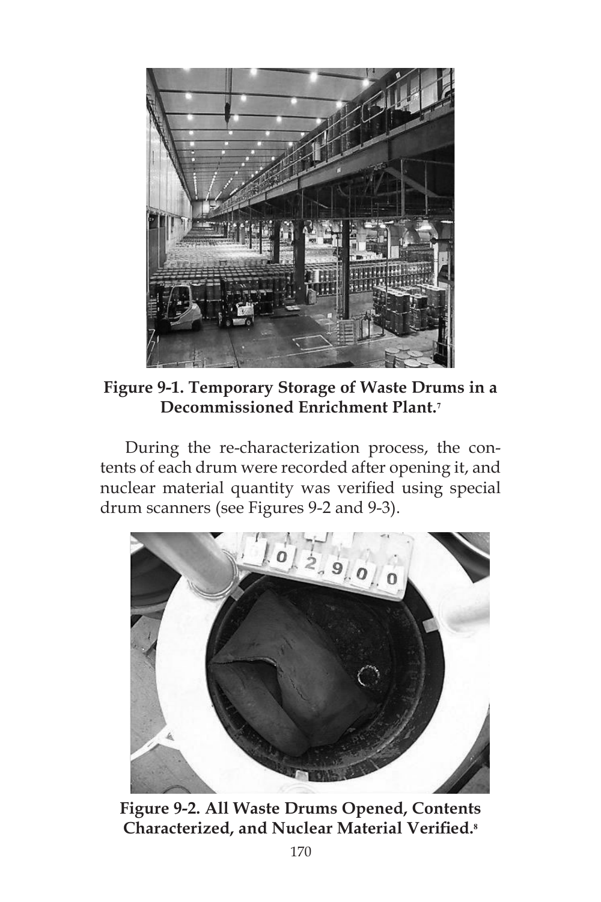**Figure 9-1. Temporary Storage of Waste Drums in a Decommissioned Enrichment Plant.[7]**

During the re-characterization process, the contents of each drum were recorded after opening it, and nuclear material quantity was verified using special drum scanners (see Figures 9-2 and 9-3).

**Figure 9-2. All Waste Drums Opened, Contents Characterized, and Nuclear Material Verified.[8]**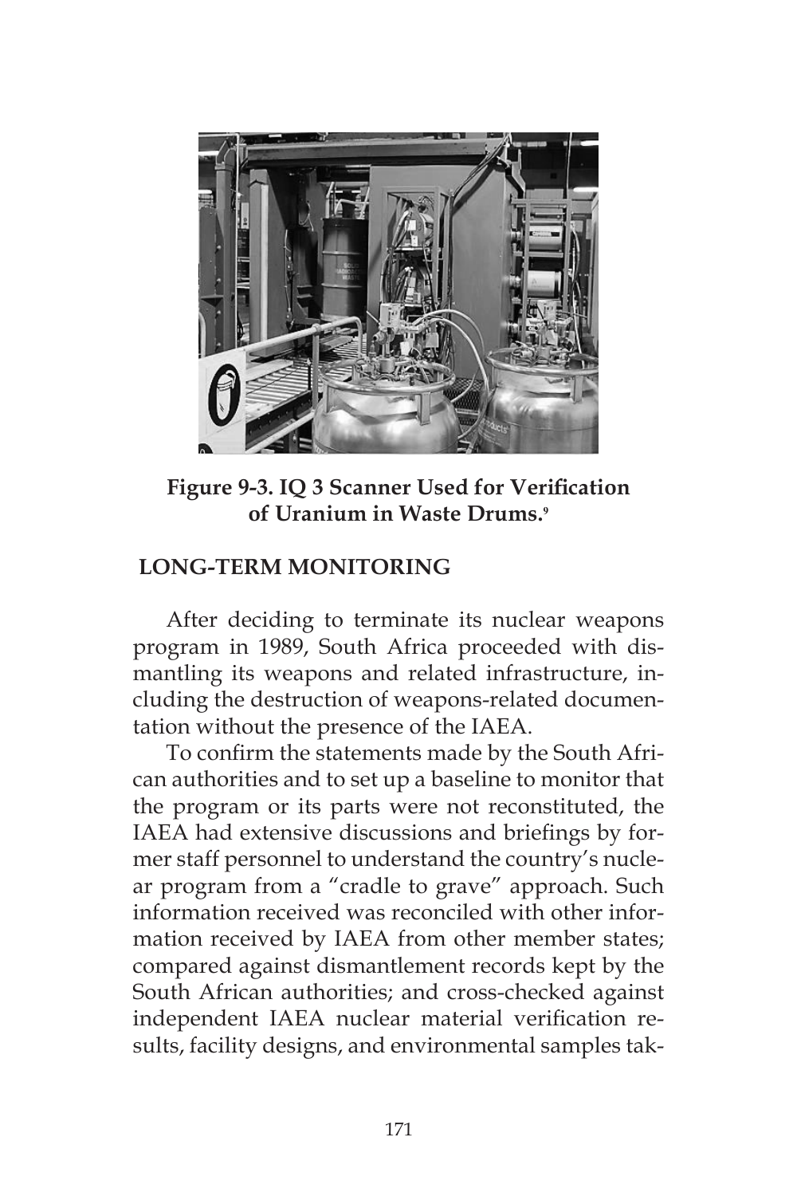**Figure 9-3. IQ 3 Scanner Used for Verification of Uranium in Waste Drums.**[9]

## LONG-TERM MONITORING

After deciding to terminate its nuclear weapons program in 1989, South Africa proceeded with dismantling its weapons and related infrastructure, including the destruction of weapons-related documentation without the presence of the IAEA.

To confirm the statements made by the South African authorities and to set up a baseline to monitor that the program or its parts were not reconstituted, the IAEA had extensive discussions and briefings by former staff personnel to understand the country's nuclear program from a "cradle to grave" approach. Such information received was reconciled with other information received by IAEA from other member states; compared against dismantlement records kept by the South African authorities; and cross-checked against independent IAEA nuclear material verification results, facility designs, and environmental samples tak-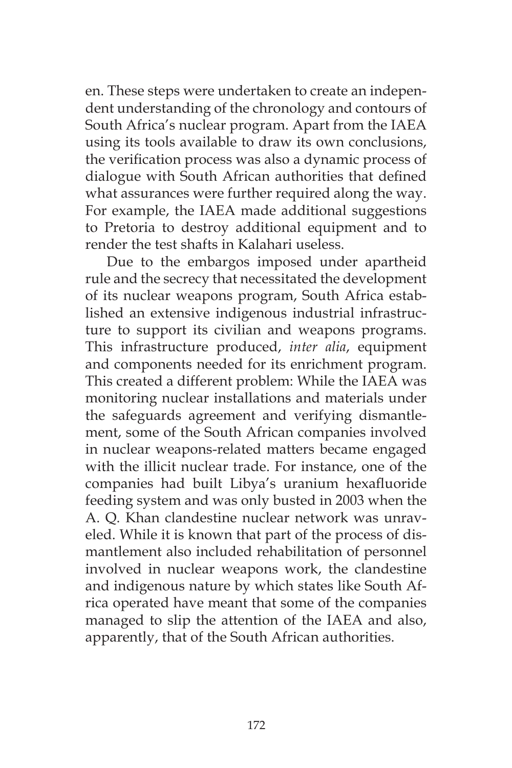en. These steps were undertaken to create an independent understanding of the chronology and contours of South Africa's nuclear program. Apart from the IAEA using its tools available to draw its own conclusions, the verification process was also a dynamic process of dialogue with South African authorities that defined what assurances were further required along the way. For example, the IAEA made additional suggestions to Pretoria to destroy additional equipment and to render the test shafts in Kalahari useless.

Due to the embargos imposed under apartheid rule and the secrecy that necessitated the development of its nuclear weapons program, South Africa established an extensive indigenous industrial infrastructure to support its civilian and weapons programs. This infrastructure produced, *inter alia*, equipment and components needed for its enrichment program. This created a different problem: While the IAEA was monitoring nuclear installations and materials under the safeguards agreement and verifying dismantlement, some of the South African companies involved in nuclear weapons-related matters became engaged with the illicit nuclear trade. For instance, one of the companies had built Libya's uranium hexafluoride feeding system and was only busted in 2003 when the A. Q. Khan clandestine nuclear network was unraveled. While it is known that part of the process of dismantlement also included rehabilitation of personnel involved in nuclear weapons work, the clandestine and indigenous nature by which states like South Africa operated have meant that some of the companies managed to slip the attention of the IAEA and also, apparently, that of the South African authorities.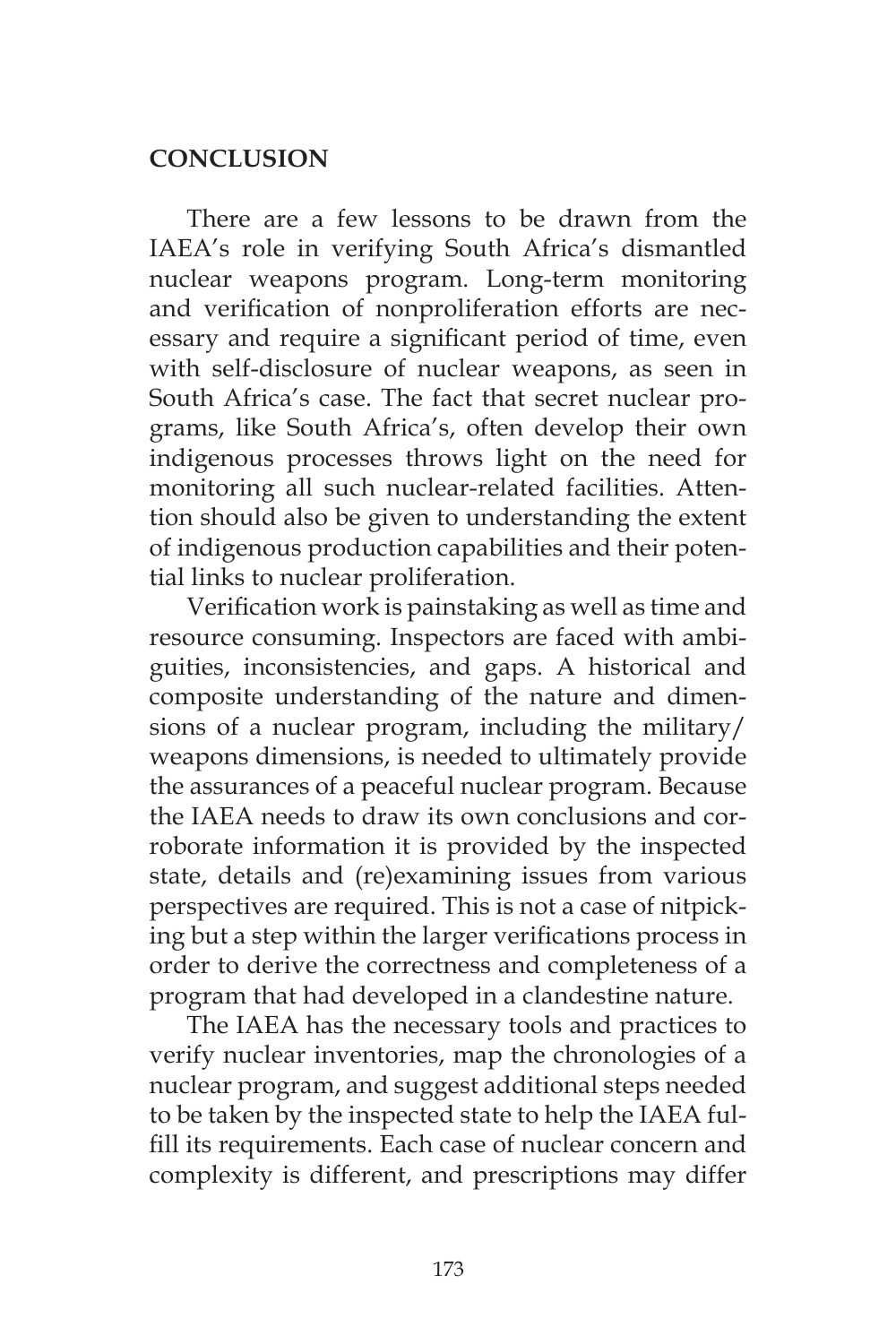## CONCLUSION

There are a few lessons to be drawn from the IAEA's role in verifying South Africa's dismantled nuclear weapons program. Long-term monitoring and verification of nonproliferation efforts are necessary and require a significant period of time, even with self-disclosure of nuclear weapons, as seen in South Africa's case. The fact that secret nuclear programs, like South Africa's, often develop their own indigenous processes throws light on the need for monitoring all such nuclear-related facilities. Attention should also be given to understanding the extent of indigenous production capabilities and their potential links to nuclear proliferation.

Verification work is painstaking as well as time and resource consuming. Inspectors are faced with ambiguities, inconsistencies, and gaps. A historical and composite understanding of the nature and dimensions of a nuclear program, including the military/weapons dimensions, is needed to ultimately provide the assurances of a peaceful nuclear program. Because the IAEA needs to draw its own conclusions and corroborate information it is provided by the inspected state, details and (re)examining issues from various perspectives are required. This is not a case of nitpicking but a step within the larger verifications process in order to derive the correctness and completeness of a program that had developed in a clandestine nature.

The IAEA has the necessary tools and practices to verify nuclear inventories, map the chronologies of a nuclear program, and suggest additional steps needed to be taken by the inspected state to help the IAEA fulfill its requirements. Each case of nuclear concern and complexity is different, and prescriptions may differ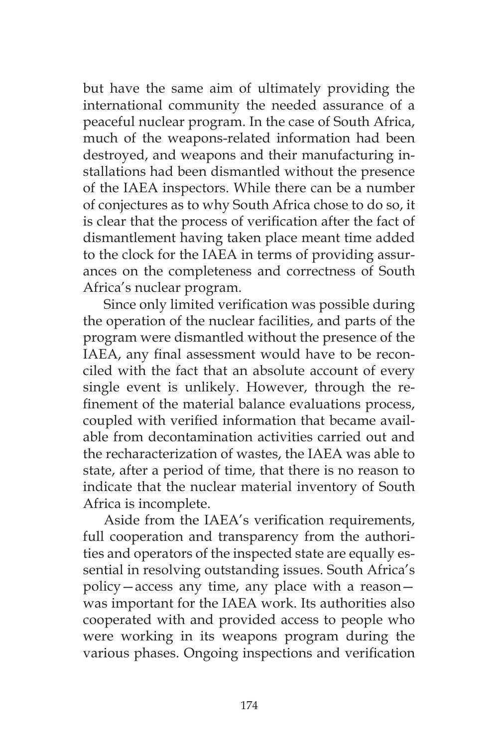but have the same aim of ultimately providing the international community the needed assurance of a peaceful nuclear program. In the case of South Africa, much of the weapons-related information had been destroyed, and weapons and their manufacturing installations had been dismantled without the presence of the IAEA inspectors. While there can be a number of conjectures as to why South Africa chose to do so, it is clear that the process of verification after the fact of dismantlement having taken place meant time added to the clock for the IAEA in terms of providing assurances on the completeness and correctness of South Africa's nuclear program.

Since only limited verification was possible during the operation of the nuclear facilities, and parts of the program were dismantled without the presence of the IAEA, any final assessment would have to be reconciled with the fact that an absolute account of every single event is unlikely. However, through the refinement of the material balance evaluations process, coupled with verified information that became available from decontamination activities carried out and the recharacterization of wastes, the IAEA was able to state, after a period of time, that there is no reason to indicate that the nuclear material inventory of South Africa is incomplete.

Aside from the IAEA's verification requirements, full cooperation and transparency from the authorities and operators of the inspected state are equally essential in resolving outstanding issues. South Africa's policy—access any time, any place with a reason—was important for the IAEA work. Its authorities also cooperated with and provided access to people who were working in its weapons program during the various phases. Ongoing inspections and verification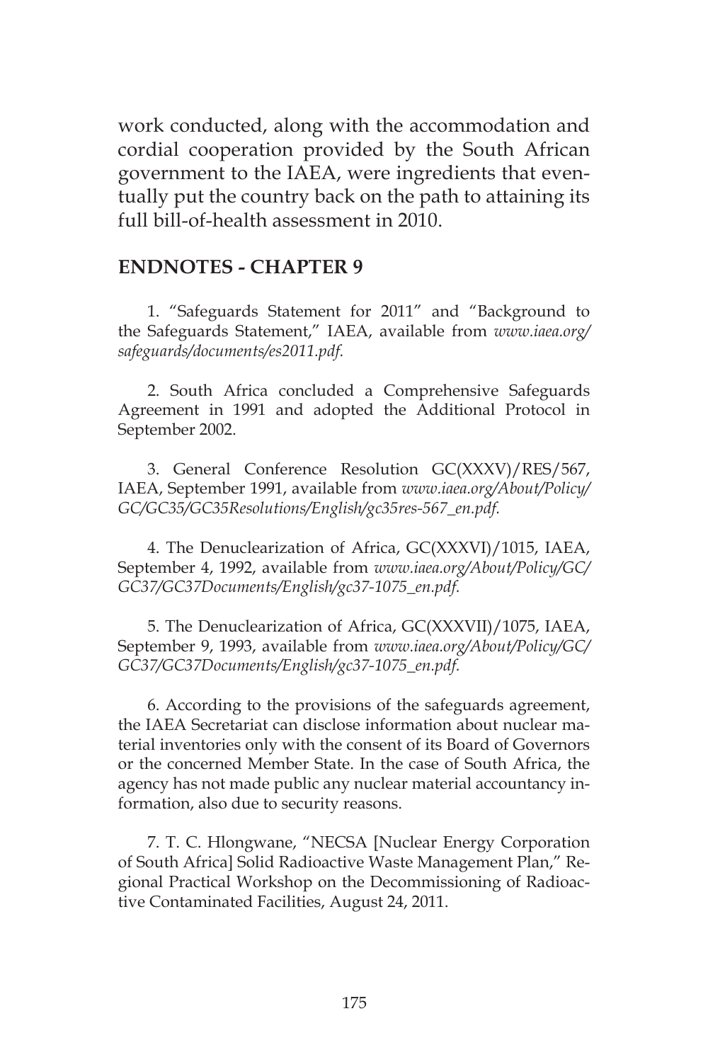work conducted, along with the accommodation and cordial cooperation provided by the South African government to the IAEA, were ingredients that eventually put the country back on the path to attaining its full bill-of-health assessment in 2010.

## ENDNOTES - CHAPTER 9

1. "Safeguards Statement for 2011" and "Background to the Safeguards Statement," IAEA, available from *www.iaea.org/safeguards/documents/es2011.pdf*.

2. South Africa concluded a Comprehensive Safeguards Agreement in 1991 and adopted the Additional Protocol in September 2002.

3. General Conference Resolution GC(XXXV)/RES/567, IAEA, September 1991, available from *www.iaea.org/About/Policy/GC/GC35/GC35Resolutions/English/gc35res-567_en.pdf*.

4. The Denuclearization of Africa, GC(XXXVI)/1015, IAEA, September 4, 1992, available from *www.iaea.org/About/Policy/GC/GC37/GC37Documents/English/gc37-1075_en.pdf*.

5. The Denuclearization of Africa, GC(XXXVII)/1075, IAEA, September 9, 1993, available from *www.iaea.org/About/Policy/GC/GC37/GC37Documents/English/gc37-1075_en.pdf*.

6. According to the provisions of the safeguards agreement, the IAEA Secretariat can disclose information about nuclear material inventories only with the consent of its Board of Governors or the concerned Member State. In the case of South Africa, the agency has not made public any nuclear material accountancy information, also due to security reasons.

7. T. C. Hlongwane, "NECSA [Nuclear Energy Corporation of South Africa] Solid Radioactive Waste Management Plan," Regional Practical Workshop on the Decommissioning of Radioactive Contaminated Facilities, August 24, 2011.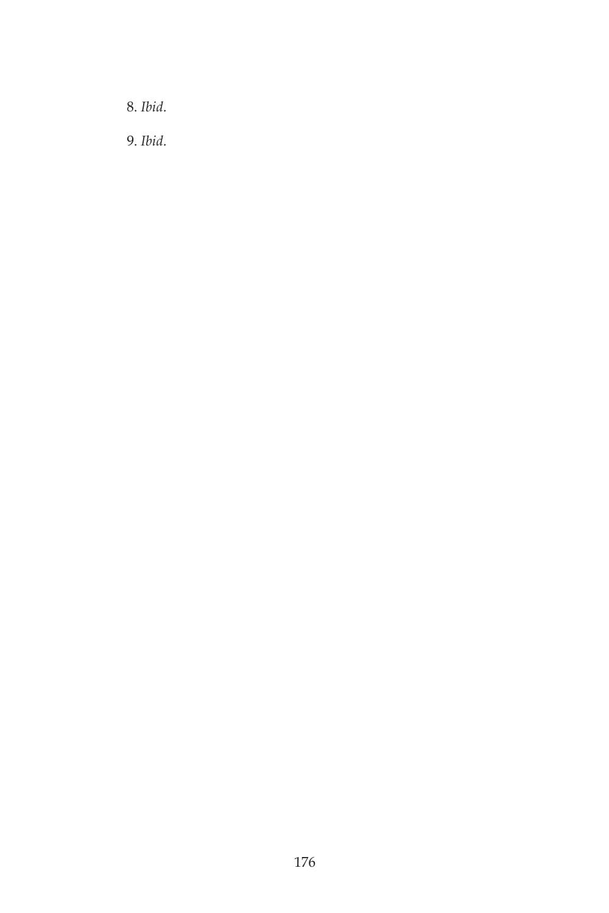8. *Ibid*.

9. *Ibid*.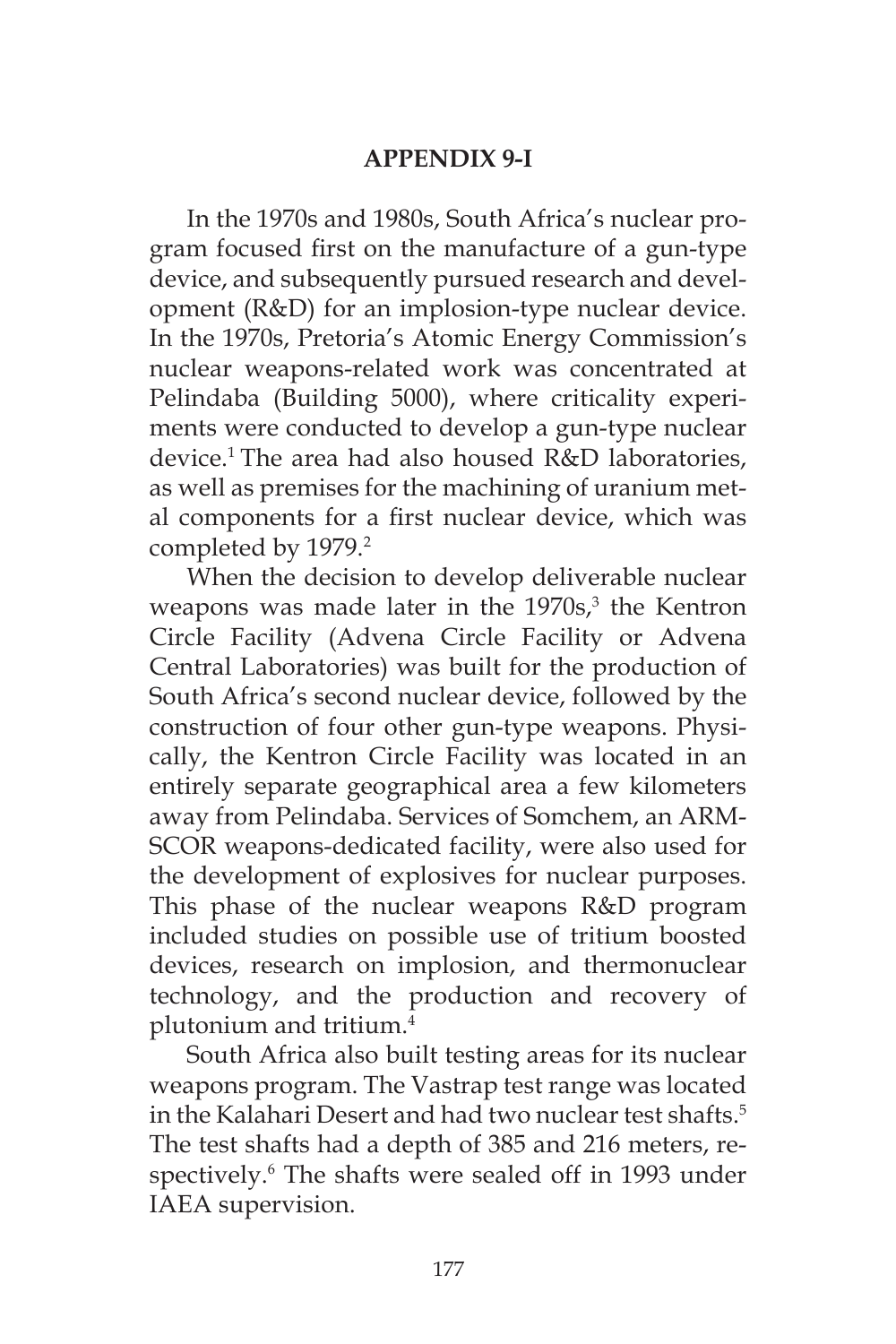## APPENDIX 9-I

In the 1970s and 1980s, South Africa's nuclear program focused first on the manufacture of a gun-type device, and subsequently pursued research and development (R&D) for an implosion-type nuclear device. In the 1970s, Pretoria's Atomic Energy Commission's nuclear weapons-related work was concentrated at Pelindaba (Building 5000), where criticality experiments were conducted to develop a gun-type nuclear device.[1] The area had also housed R&D laboratories, as well as premises for the machining of uranium metal components for a first nuclear device, which was completed by 1979.[2]

When the decision to develop deliverable nuclear weapons was made later in the 1970s,[3] the Kentron Circle Facility (Advena Circle Facility or Advena Central Laboratories) was built for the production of South Africa's second nuclear device, followed by the construction of four other gun-type weapons. Physically, the Kentron Circle Facility was located in an entirely separate geographical area a few kilometers away from Pelindaba. Services of Somchem, an ARMSCOR weapons-dedicated facility, were also used for the development of explosives for nuclear purposes. This phase of the nuclear weapons R&D program included studies on possible use of tritium boosted devices, research on implosion, and thermonuclear technology, and the production and recovery of plutonium and tritium.[4]

South Africa also built testing areas for its nuclear weapons program. The Vastrap test range was located in the Kalahari Desert and had two nuclear test shafts.[5] The test shafts had a depth of 385 and 216 meters, respectively.[6] The shafts were sealed off in 1993 under IAEA supervision.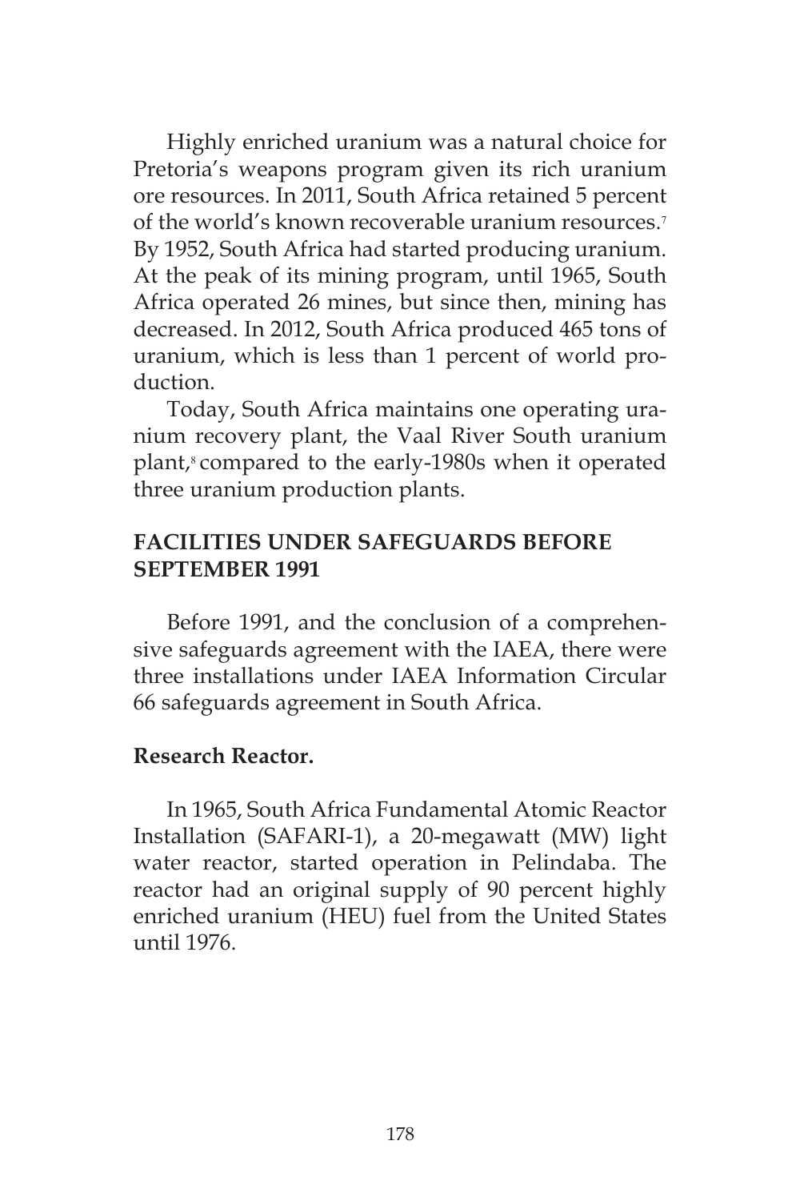Highly enriched uranium was a natural choice for Pretoria's weapons program given its rich uranium ore resources. In 2011, South Africa retained 5 percent of the world's known recoverable uranium resources.[7] By 1952, South Africa had started producing uranium. At the peak of its mining program, until 1965, South Africa operated 26 mines, but since then, mining has decreased. In 2012, South Africa produced 465 tons of uranium, which is less than 1 percent of world production.

Today, South Africa maintains one operating uranium recovery plant, the Vaal River South uranium plant,[8] compared to the early-1980s when it operated three uranium production plants.

## FACILITIES UNDER SAFEGUARDS BEFORE SEPTEMBER 1991

Before 1991, and the conclusion of a comprehensive safeguards agreement with the IAEA, there were three installations under IAEA Information Circular 66 safeguards agreement in South Africa.

### Research Reactor.

In 1965, South Africa Fundamental Atomic Reactor Installation (SAFARI-1), a 20-megawatt (MW) light water reactor, started operation in Pelindaba. The reactor had an original supply of 90 percent highly enriched uranium (HEU) fuel from the United States until 1976.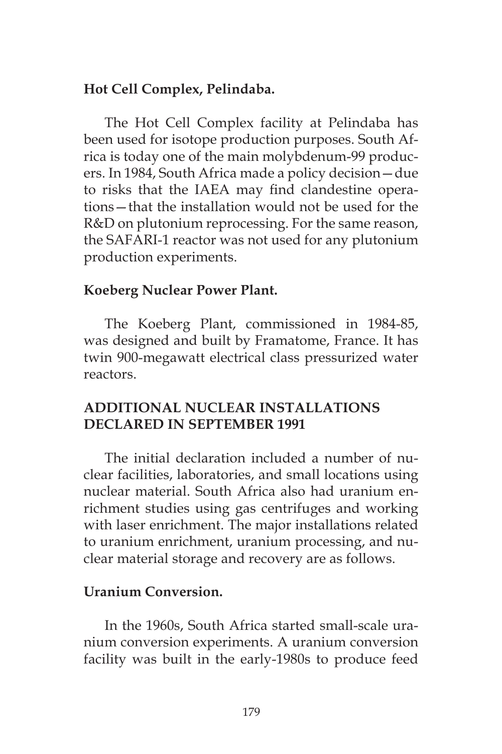**Hot Cell Complex, Pelindaba.**

The Hot Cell Complex facility at Pelindaba has been used for isotope production purposes. South Africa is today one of the main molybdenum-99 producers. In 1984, South Africa made a policy decision—due to risks that the IAEA may find clandestine operations—that the installation would not be used for the R&D on plutonium reprocessing. For the same reason, the SAFARI-1 reactor was not used for any plutonium production experiments.

**Koeberg Nuclear Power Plant.**

The Koeberg Plant, commissioned in 1984-85, was designed and built by Framatome, France. It has twin 900-megawatt electrical class pressurized water reactors.

## ADDITIONAL NUCLEAR INSTALLATIONS DECLARED IN SEPTEMBER 1991

The initial declaration included a number of nuclear facilities, laboratories, and small locations using nuclear material. South Africa also had uranium enrichment studies using gas centrifuges and working with laser enrichment. The major installations related to uranium enrichment, uranium processing, and nuclear material storage and recovery are as follows.

**Uranium Conversion.**

In the 1960s, South Africa started small-scale uranium conversion experiments. A uranium conversion facility was built in the early-1980s to produce feed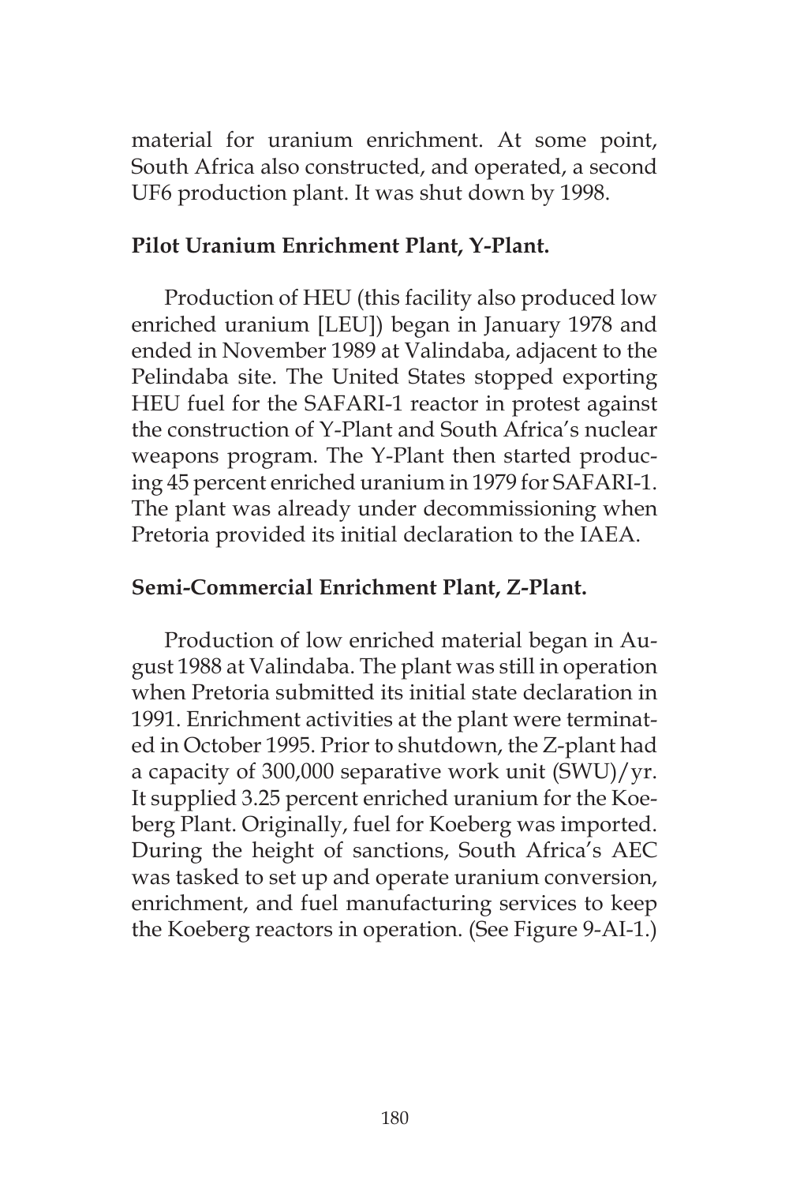material for uranium enrichment. At some point, South Africa also constructed, and operated, a second UF6 production plant. It was shut down by 1998.

**Pilot Uranium Enrichment Plant, Y-Plant.**

Production of HEU (this facility also produced low enriched uranium [LEU]) began in January 1978 and ended in November 1989 at Valindaba, adjacent to the Pelindaba site. The United States stopped exporting HEU fuel for the SAFARI-1 reactor in protest against the construction of Y-Plant and South Africa's nuclear weapons program. The Y-Plant then started producing 45 percent enriched uranium in 1979 for SAFARI-1. The plant was already under decommissioning when Pretoria provided its initial declaration to the IAEA.

**Semi-Commercial Enrichment Plant, Z-Plant.**

Production of low enriched material began in August 1988 at Valindaba. The plant was still in operation when Pretoria submitted its initial state declaration in 1991. Enrichment activities at the plant were terminated in October 1995. Prior to shutdown, the Z-plant had a capacity of 300,000 separative work unit (SWU)/yr. It supplied 3.25 percent enriched uranium for the Koeberg Plant. Originally, fuel for Koeberg was imported. During the height of sanctions, South Africa's AEC was tasked to set up and operate uranium conversion, enrichment, and fuel manufacturing services to keep the Koeberg reactors in operation. (See Figure 9-AI-1.)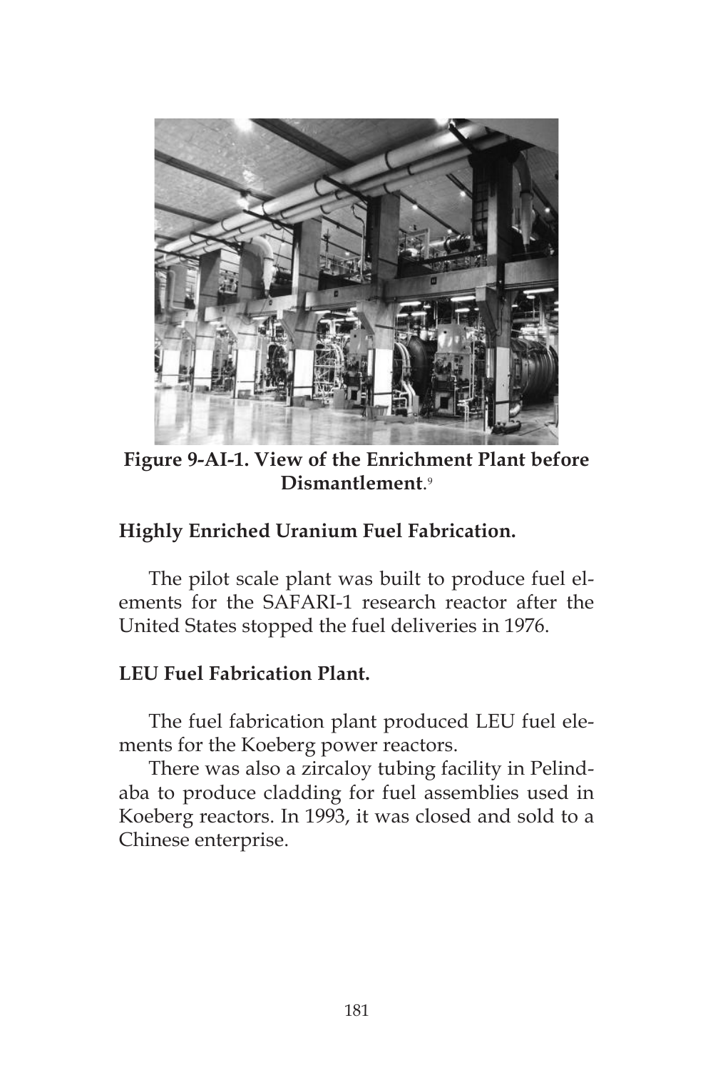**Figure 9-AI-1. View of the Enrichment Plant before Dismantlement**.[9]

**Highly Enriched Uranium Fuel Fabrication.**

The pilot scale plant was built to produce fuel elements for the SAFARI-1 research reactor after the United States stopped the fuel deliveries in 1976.

**LEU Fuel Fabrication Plant.**

The fuel fabrication plant produced LEU fuel elements for the Koeberg power reactors.

There was also a zircaloy tubing facility in Pelindaba to produce cladding for fuel assemblies used in Koeberg reactors. In 1993, it was closed and sold to a Chinese enterprise.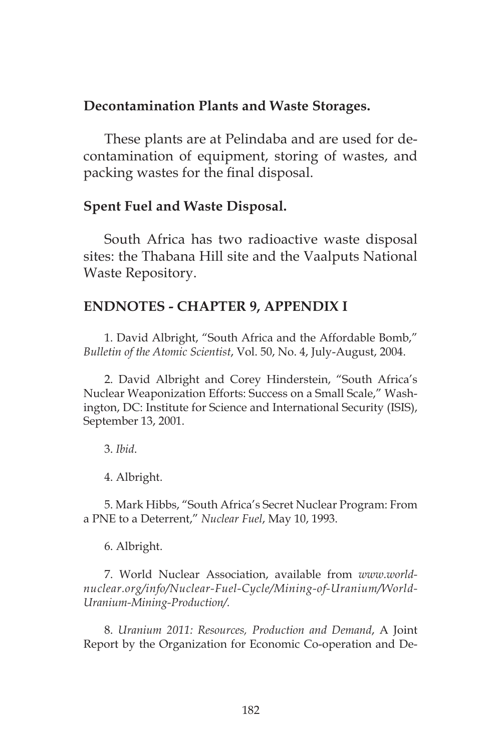**Decontamination Plants and Waste Storages.**

These plants are at Pelindaba and are used for decontamination of equipment, storing of wastes, and packing wastes for the final disposal.

**Spent Fuel and Waste Disposal.**

South Africa has two radioactive waste disposal sites: the Thabana Hill site and the Vaalputs National Waste Repository.

## ENDNOTES - CHAPTER 9, APPENDIX I

1. David Albright, "South Africa and the Affordable Bomb," *Bulletin of the Atomic Scientist*, Vol. 50, No. 4, July-August, 2004.

2. David Albright and Corey Hinderstein, "South Africa's Nuclear Weaponization Efforts: Success on a Small Scale," Washington, DC: Institute for Science and International Security (ISIS), September 13, 2001.

3. *Ibid*.

4. Albright.

5. Mark Hibbs, "South Africa's Secret Nuclear Program: From a PNE to a Deterrent," *Nuclear Fuel*, May 10, 1993.

6. Albright.

7. World Nuclear Association, available from *www.world-nuclear.org/info/Nuclear-Fuel-Cycle/Mining-of-Uranium/World-Uranium-Mining-Production/.*

8. *Uranium 2011: Resources, Production and Demand*, A Joint Report by the Organization for Economic Co-operation and De-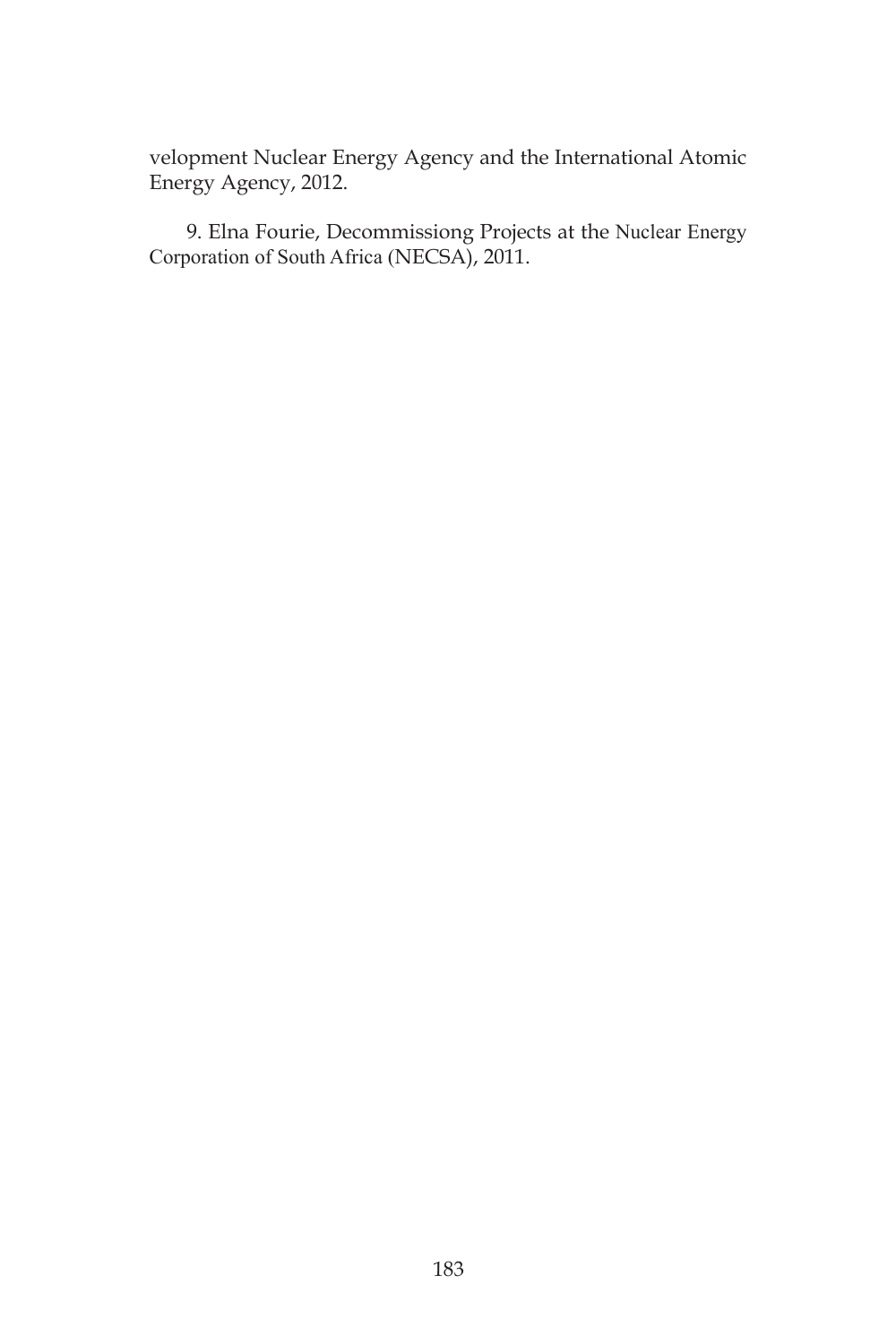velopment Nuclear Energy Agency and the International Atomic Energy Agency, 2012.

9. Elna Fourie, Decommissiong Projects at the Nuclear Energy Corporation of South Africa (NECSA), 2011.